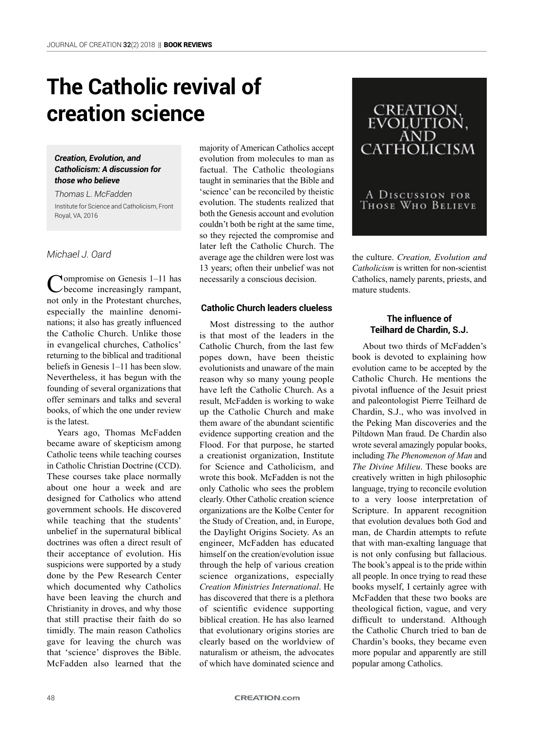# The Catholic revival of creation science

***Creation, Evolution, and Catholicism: A discussion for those who believe***
*Thomas L. McFadden*
Institute for Science and Catholicism, Front Royal, VA, 2016

*Michael J. Oard*

Compromise on Genesis 1–11 has become increasingly rampant, not only in the Protestant churches, especially the mainline denominations; it also has greatly influenced the Catholic Church. Unlike those in evangelical churches, Catholics' returning to the biblical and traditional beliefs in Genesis 1–11 has been slow. Nevertheless, it has begun with the founding of several organizations that offer seminars and talks and several books, of which the one under review is the latest.

Years ago, Thomas McFadden became aware of skepticism among Catholic teens while teaching courses in Catholic Christian Doctrine (CCD). These courses take place normally about one hour a week and are designed for Catholics who attend government schools. He discovered while teaching that the students' unbelief in the supernatural biblical doctrines was often a direct result of their acceptance of evolution. His suspicions were supported by a study done by the Pew Research Center which documented why Catholics have been leaving the church and Christianity in droves, and why those that still practise their faith do so timidly. The main reason Catholics gave for leaving the church was that 'science' disproves the Bible. McFadden also learned that the majority of American Catholics accept evolution from molecules to man as factual. The Catholic theologians taught in seminaries that the Bible and 'science' can be reconciled by theistic evolution. The students realized that both the Genesis account and evolution couldn't both be right at the same time, so they rejected the compromise and later left the Catholic Church. The average age the children were lost was 13 years; often their unbelief was not necessarily a conscious decision.

## Catholic Church leaders clueless

Most distressing to the author is that most of the leaders in the Catholic Church, from the last few popes down, have been theistic evolutionists and unaware of the main reason why so many young people have left the Catholic Church. As a result, McFadden is working to wake up the Catholic Church and make them aware of the abundant scientific evidence supporting creation and the Flood. For that purpose, he started a creationist organization, Institute for Science and Catholicism, and wrote this book. McFadden is not the only Catholic who sees the problem clearly. Other Catholic creation science organizations are the Kolbe Center for the Study of Creation, and, in Europe, the Daylight Origins Society. As an engineer, McFadden has educated himself on the creation/evolution issue through the help of various creation science organizations, especially *Creation Ministries International*. He has discovered that there is a plethora of scientific evidence supporting biblical creation. He has also learned that evolutionary origins stories are clearly based on the worldview of naturalism or atheism, the advocates of which have dominated science and the culture. *Creation, Evolution and Catholicism* is written for non-scientist Catholics, namely parents, priests, and mature students.

## The influence of Teilhard de Chardin, S.J.

About two thirds of McFadden's book is devoted to explaining how evolution came to be accepted by the Catholic Church. He mentions the pivotal influence of the Jesuit priest and paleontologist Pierre Teilhard de Chardin, S.J., who was involved in the Peking Man discoveries and the Piltdown Man fraud. De Chardin also wrote several amazingly popular books, including *The Phenomenon of Man* and *The Divine Milieu*. These books are creatively written in high philosophic language, trying to reconcile evolution to a very loose interpretation of Scripture. In apparent recognition that evolution devalues both God and man, de Chardin attempts to refute that with man-exalting language that is not only confusing but fallacious. The book's appeal is to the pride within all people. In once trying to read these books myself, I certainly agree with McFadden that these two books are theological fiction, vague, and very difficult to understand. Although the Catholic Church tried to ban de Chardin's books, they became even more popular and apparently are still popular among Catholics.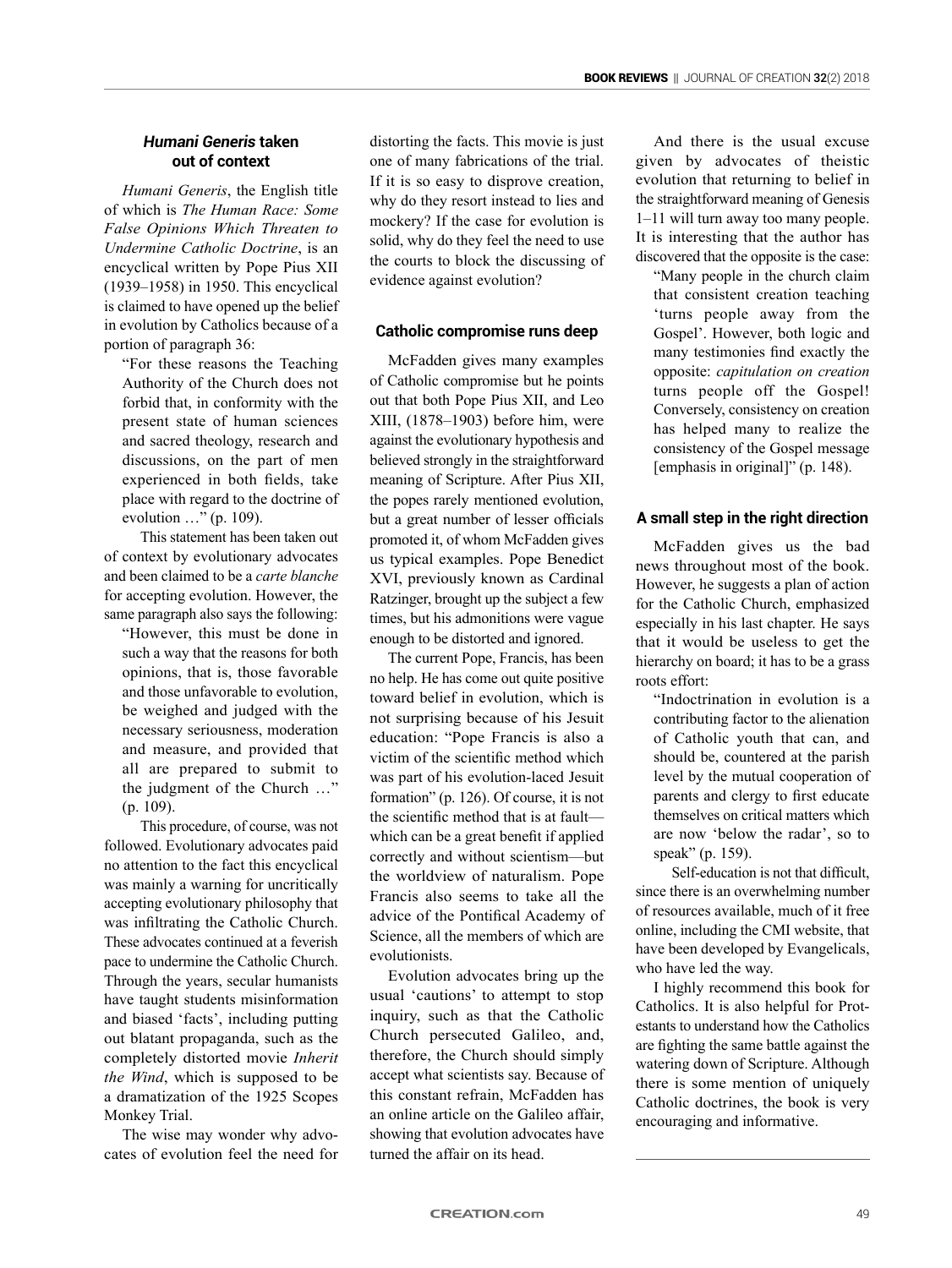### *Humani Generis* taken out of context

*Humani Generis*, the English title of which is *The Human Race: Some False Opinions Which Threaten to Undermine Catholic Doctrine*, is an encyclical written by Pope Pius XII (1939–1958) in 1950. This encyclical is claimed to have opened up the belief in evolution by Catholics because of a portion of paragraph 36:

> "For these reasons the Teaching Authority of the Church does not forbid that, in conformity with the present state of human sciences and sacred theology, research and discussions, on the part of men experienced in both fields, take place with regard to the doctrine of evolution …" (p. 109).

This statement has been taken out of context by evolutionary advocates and been claimed to be a *carte blanche* for accepting evolution. However, the same paragraph also says the following:

> "However, this must be done in such a way that the reasons for both opinions, that is, those favorable and those unfavorable to evolution, be weighed and judged with the necessary seriousness, moderation and measure, and provided that all are prepared to submit to the judgment of the Church …" (p. 109).

This procedure, of course, was not followed. Evolutionary advocates paid no attention to the fact this encyclical was mainly a warning for uncritically accepting evolutionary philosophy that was infiltrating the Catholic Church. These advocates continued at a feverish pace to undermine the Catholic Church. Through the years, secular humanists have taught students misinformation and biased 'facts', including putting out blatant propaganda, such as the completely distorted movie *Inherit the Wind*, which is supposed to be a dramatization of the 1925 Scopes Monkey Trial.

The wise may wonder why advocates of evolution feel the need for distorting the facts. This movie is just one of many fabrications of the trial. If it is so easy to disprove creation, why do they resort instead to lies and mockery? If the case for evolution is solid, why do they feel the need to use the courts to block the discussing of evidence against evolution?

### Catholic compromise runs deep

McFadden gives many examples of Catholic compromise but he points out that both Pope Pius XII, and Leo XIII, (1878–1903) before him, were against the evolutionary hypothesis and believed strongly in the straightforward meaning of Scripture. After Pius XII, the popes rarely mentioned evolution, but a great number of lesser officials promoted it, of whom McFadden gives us typical examples. Pope Benedict XVI, previously known as Cardinal Ratzinger, brought up the subject a few times, but his admonitions were vague enough to be distorted and ignored.

The current Pope, Francis, has been no help. He has come out quite positive toward belief in evolution, which is not surprising because of his Jesuit education: "Pope Francis is also a victim of the scientific method which was part of his evolution-laced Jesuit formation" (p. 126). Of course, it is not the scientific method that is at fault—which can be a great benefit if applied correctly and without scientism—but the worldview of naturalism. Pope Francis also seems to take all the advice of the Pontifical Academy of Science, all the members of which are evolutionists.

Evolution advocates bring up the usual 'cautions' to attempt to stop inquiry, such as that the Catholic Church persecuted Galileo, and, therefore, the Church should simply accept what scientists say. Because of this constant refrain, McFadden has an online article on the Galileo affair, showing that evolution advocates have turned the affair on its head.

And there is the usual excuse given by advocates of theistic evolution that returning to belief in the straightforward meaning of Genesis 1–11 will turn away too many people. It is interesting that the author has discovered that the opposite is the case:

> "Many people in the church claim that consistent creation teaching 'turns people away from the Gospel'. However, both logic and many testimonies find exactly the opposite: *capitulation on creation* turns people off the Gospel! Conversely, consistency on creation has helped many to realize the consistency of the Gospel message [emphasis in original]" (p. 148).

### A small step in the right direction

McFadden gives us the bad news throughout most of the book. However, he suggests a plan of action for the Catholic Church, emphasized especially in his last chapter. He says that it would be useless to get the hierarchy on board; it has to be a grass roots effort:

> "Indoctrination in evolution is a contributing factor to the alienation of Catholic youth that can, and should be, countered at the parish level by the mutual cooperation of parents and clergy to first educate themselves on critical matters which are now 'below the radar', so to speak" (p. 159).

Self-education is not that difficult, since there is an overwhelming number of resources available, much of it free online, including the CMI website, that have been developed by Evangelicals, who have led the way.

I highly recommend this book for Catholics. It is also helpful for Protestants to understand how the Catholics are fighting the same battle against the watering down of Scripture. Although there is some mention of uniquely Catholic doctrines, the book is very encouraging and informative.